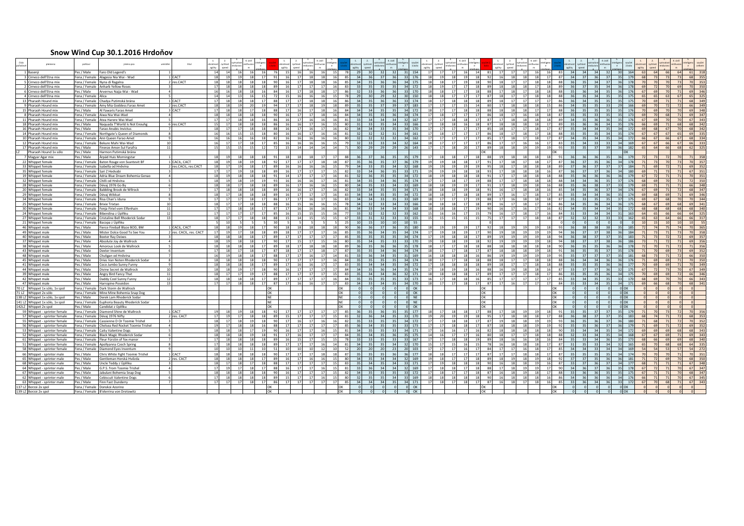# Snow Wind Cup 30.1.2016 Hrdoňov

| Číslo pořadové | plemeno | pohlaví | jméno psa | umístění | titul | 1. obratnost agility | 2. rychlost speed | 3. vytrvalost endurance | 4. úsilí enthusiasm | 5. inteligence | součet | 1. obratnost agility | 2. rychlost speed | 3. vytrvalost endurance | 4. úsilí enthusiasm | 5. inteligence | součet | 1. obratnost agility | 2. rychlost speed | 3. vytrvalost endurance | 4. úsilí enthusiasm | 5. inteligence | součet 1. kolo | 1. obratnost agility | 2. rychlost speed | 3. vytrvalost endurance | 4. úsilí enthusiasm | 5. inteligence | součet | 1. obratnost agility | 2. rychlost speed | 3. vytrvalost endurance | 4. úsilí enthusiasm | 5. inteligence | součet | 1. obratnost agility | 2. rychlost speed | 3. vytrvalost endurance | 4. úsilí enthusiasm | 5. inteligence | součet 2. kolo | obratnost | rychlost | vytrvalost | úsilí | inteligence | součet celkem |
|---|---|---|---|---|---|---|---|---|---|---|---|---|---|---|---|---|---|---|---|---|---|---|---|---|---|---|---|---|---|---|---|---|---|---|---|---|---|---|---|---|---|---|---|---|---|---|---|
| 1 | Basenji | Pes / Male | Faro Old Legend's | 1 | | 14 | 14 | 16 | 16 | 16 | 76 | 15 | 16 | 16 | 16 | 15 | 78 | 29 | 30 | 32 | 32 | 31 | 154 | 17 | 17 | 17 | 16 | 14 | 81 | 17 | 17 | 17 | 16 | 16 | 83 | 34 | 34 | 34 | 32 | 30 | 164 | 63 | 64 | 66 | 64 | 61 | 318 |
| 5 | Cirneco dell'Etna mix | Fena / Female | Alagesia Nia Wai - Wad | 1 | CACT | 18 | 19 | 19 | 18 | 17 | 91 | 16 | 17 | 18 | 18 | 16 | 85 | 34 | 36 | 37 | 36 | 33 | 176 | 18 | 19 | 18 | 19 | 18 | 92 | 16 | 18 | 18 | 18 | 17 | 87 | 34 | 37 | 36 | 37 | 35 | 179 | 68 | 73 | 73 | 73 | 68 | 355 |
| 3 | Cirneco dell'Etna mix | Fena / Female | Nyna di Regalna | 2 | res.CACT | 18 | 18 | 18 | 18 | 18 | 90 | 16 | 17 | 18 | 18 | 16 | 85 | 34 | 35 | 36 | 36 | 34 | 175 | 18 | 18 | 17 | 19 | 18 | 90 | 18 | 17 | 17 | 18 | 18 | 88 | 36 | 35 | 34 | 37 | 36 | 178 | 70 | 70 | 70 | 73 | 70 | 353 |
| 2 | Cirneco dell'Etna mix | Pes / Male | Anharb Yellow Roses | 3 | | 17 | 18 | 18 | 18 | 18 | 89 | 16 | 17 | 17 | 17 | 16 | 83 | 33 | 35 | 35 | 35 | 34 | 172 | 18 | 19 | 17 | 17 | 18 | 89 | 18 | 18 | 18 | 17 | 18 | 89 | 36 | 37 | 35 | 34 | 36 | 178 | 69 | 72 | 70 | 69 | 70 | 350 |
| 6 | Cirneco dell'Etna mix | Pes / Male | Arvernus Najja Wai - Wad | 4 | | 16 | 16 | 18 | 18 | 16 | 84 | 16 | 17 | 18 | 18 | 17 | 86 | 32 | 33 | 36 | 36 | 33 | 170 | 18 | 18 | 17 | 17 | 18 | 88 | 17 | 18 | 17 | 18 | 18 | 88 | 35 | 36 | 34 | 35 | 36 | 176 | 67 | 69 | 70 | 71 | 69 | 346 |
| 4 | Cirneco dell'Etna mix | Fena / Female | Alice | 5 | | 14 | 14 | 13 | 16 | 15 | 72 | 15 | 16 | 16 | 16 | 15 | 78 | 29 | 30 | 29 | 32 | 30 | 150 | 18 | 18 | 17 | 17 | 17 | 87 | 18 | 17 | 17 | 18 | 18 | 88 | 36 | 35 | 34 | 35 | 35 | 175 | 65 | 65 | 63 | 67 | 65 | 325 |
| 13 | Pharaoh Hound mix | Fena / Female | Chadya Putimská brána | 1 | CACT | 17 | 18 | 18 | 18 | 17 | 88 | 17 | 17 | 18 | 18 | 16 | 86 | 34 | 35 | 36 | 36 | 33 | 174 | 18 | 17 | 18 | 17 | 17 | 87 | 18 | 17 | 17 | 18 | 18 | 88 | 36 | 34 | 35 | 35 | 35 | 175 | 70 | 69 | 71 | 71 | 68 | 349 |
| 9 | Pharaoh Hound mix | Fena / Female | Amy Mia Goddess Farao Amet | 2 | res.CACT | 18 | 18 | 19 | 20 | 19 | 94 | 17 | 17 | 18 | 19 | 18 | 89 | 35 | 35 | 37 | 39 | 37 | 183 | 17 | 17 | 17 | 15 | 14 | 80 | 17 | 18 | 18 | 18 | 15 | 86 | 34 | 35 | 35 | 33 | 29 | 166 | 69 | 70 | 72 | 72 | 66 | 349 |
| 15 | Pharaoh Hound mix | Pes / Male | Al Fawaris Farao Amet | 3 | CACT | 17 | 18 | 18 | 17 | 18 | 88 | 17 | 16 | 17 | 18 | 16 | 84 | 34 | 34 | 35 | 35 | 34 | 172 | 17 | 18 | 18 | 18 | 17 | 88 | 18 | 18 | 17 | 17 | 18 | 88 | 35 | 36 | 35 | 35 | 35 | 176 | 69 | 70 | 70 | 70 | 69 | 348 |
| 8 | Pharaoh Hound mix | Fena / Female | Aiwa Nia Wai-Wad | 4 | | 18 | 18 | 18 | 18 | 18 | 90 | 16 | 17 | 17 | 18 | 16 | 84 | 34 | 35 | 35 | 36 | 34 | 174 | 17 | 18 | 17 | 17 | 17 | 86 | 18 | 17 | 16 | 18 | 18 | 87 | 35 | 35 | 33 | 35 | 35 | 173 | 69 | 70 | 68 | 71 | 69 | 347 |
| 11 | Pharaoh Hound mix | Fena / Female | Atea Harere Wai-Wad | 5 | | 17 | 17 | 18 | 18 | 16 | 86 | 16 | 17 | 16 | 16 | 16 | 81 | 33 | 34 | 34 | 34 | 32 | 167 | 17 | 17 | 18 | 18 | 17 | 87 | 17 | 18 | 18 | 18 | 18 | 89 | 34 | 35 | 36 | 36 | 35 | 176 | 67 | 69 | 70 | 70 | 67 | 343 |
| 18 | Pharaoh Hound mix | Pes / Male | Naquada T'World is Not Enough | 6 | res.CACT | 15 | 17 | 18 | 18 | 18 | 86 | 16 | 16 | 17 | 16 | 15 | 80 | 31 | 33 | 35 | 34 | 33 | 166 | 17 | 18 | 18 | 16 | 18 | 87 | 18 | 18 | 18 | 18 | 17 | 89 | 35 | 36 | 36 | 34 | 35 | 176 | 66 | 69 | 71 | 68 | 68 | 342 |
| 16 | Pharaoh Hound mix | Pes / Male | Farao Anubis Invictus | 7 | | 18 | 17 | 17 | 18 | 18 | 88 | 16 | 17 | 16 | 17 | 16 | 82 | 34 | 34 | 33 | 35 | 34 | 170 | 17 | 17 | 17 | 17 | 17 | 85 | 18 | 17 | 17 | 18 | 17 | 87 | 35 | 34 | 34 | 35 | 34 | 172 | 69 | 68 | 67 | 70 | 68 | 342 |
| 14 | Pharaoh Hound mix | Fena / Female | Northgate's Queen of Diamonds | 8 | | 16 | 16 | 15 | 15 | 18 | 80 | 16 | 16 | 17 | 16 | 16 | 81 | 32 | 32 | 32 | 31 | 34 | 161 | 17 | 18 | 17 | 17 | 17 | 86 | 18 | 17 | 18 | 17 | 18 | 88 | 35 | 35 | 35 | 34 | 35 | 174 | 67 | 67 | 67 | 65 | 69 | 335 |
| 10 | Pharaoh Hound mix | Fena / Female | Ann Queen Farao Amet | 9 | | 16 | 16 | 16 | 16 | 18 | 82 | 16 | 16 | 16 | 16 | 16 | 80 | 32 | 32 | 32 | 32 | 34 | 162 | 17 | 17 | 17 | 17 | 17 | 85 | 17 | 18 | 17 | 17 | 18 | 87 | 34 | 35 | 34 | 34 | 35 | 172 | 66 | 67 | 66 | 66 | 69 | 334 |
| 12 | Pharaoh Hound mix | Fena / Female | Bekure Mahi Wai-Wad | 10 | | 16 | 17 | 17 | 18 | 17 | 85 | 16 | 16 | 16 | 16 | 15 | 79 | 32 | 33 | 33 | 34 | 32 | 164 | 18 | 17 | 17 | 17 | 17 | 86 | 17 | 17 | 16 | 16 | 17 | 83 | 35 | 34 | 33 | 33 | 34 | 169 | 67 | 67 | 66 | 67 | 66 | 333 |
| 17 | Pharaoh Hound mix | Pes / Male | Firenze Amon Sul Farafra | 11 | | 15 | 15 | 15 | 15 | 12 | 72 | 15 | 14 | 14 | 14 | 14 | 71 | 30 | 29 | 29 | 29 | 26 | 143 | 17 | 17 | 18 | 20 | 17 | 89 | 18 | 18 | 19 | 19 | 19 | 93 | 35 | 35 | 37 | 39 | 36 | 182 | 65 | 64 | 66 | 68 | 62 | 325 |
| LZ | Pharaoh Hound 1x sólo | Pes / Male | Harmon Putimská brána | | | | | | | | | | | | | | | | | | | | | | | | | | OK | | | | | | | | | | | | OK | | | | | | |
| 7 | Magyar Agar mix | Pes / Male | Árpád Huis Morningstar | | | 18 | 19 | 18 | 18 | 18 | 91 | 18 | 18 | 18 | 17 | 17 | 88 | 36 | 37 | 36 | 35 | 35 | 179 | 17 | 18 | 18 | 17 | 18 | 88 | 19 | 18 | 18 | 18 | 18 | 91 | 36 | 36 | 36 | 35 | 36 | 179 | 72 | 73 | 72 | 70 | 71 | 358 |
| 22 | Whippet female | Fena / Female | Baton Rouge von Svantevit BF | 1 | CACIL, CACT | 18 | 19 | 18 | 19 | 18 | 92 | 17 | 17 | 17 | 18 | 18 | 87 | 35 | 36 | 35 | 37 | 36 | 179 | 19 | 19 | 18 | 18 | 17 | 91 | 17 | 18 | 17 | 18 | 17 | 87 | 36 | 37 | 35 | 36 | 34 | 178 | 71 | 73 | 70 | 73 | 70 | 357 |
| 33 | Whippet female | Fena / Female | Isabella od Hrnčíra | 2 | res.CACIL, res.CACT | 18 | 17 | 17 | 18 | 19 | 89 | 16 | 16 | 16 | 16 | 15 | 79 | 34 | 33 | 33 | 34 | 34 | 168 | 19 | 19 | 19 | 19 | 19 | 95 | 18 | 17 | 18 | 18 | 18 | 89 | 37 | 36 | 37 | 37 | 37 | 184 | 71 | 69 | 70 | 71 | 71 | 352 |
| 35 | Whippet female | Fena / Female | Sari Z Hedvabi | 3 | | 17 | 17 | 19 | 18 | 18 | 89 | 16 | 17 | 16 | 17 | 16 | 82 | 33 | 34 | 35 | 35 | 34 | 171 | 19 | 19 | 19 | 18 | 18 | 93 | 17 | 18 | 18 | 18 | 16 | 87 | 36 | 37 | 37 | 36 | 34 | 180 | 69 | 71 | 72 | 71 | 68 | 351 |
| 19 | Whippet female | Fena / Female | Adria Blue Dream Bohemia Genao | 4 | | 18 | 19 | 18 | 18 | 18 | 91 | 14 | 17 | 17 | 17 | 16 | 81 | 32 | 36 | 35 | 35 | 34 | 172 | 18 | 19 | 18 | 18 | 18 | 91 | 17 | 17 | 18 | 18 | 18 | 88 | 35 | 36 | 36 | 36 | 36 | 179 | 67 | 72 | 71 | 71 | 70 | 351 |
| 32 | Whippet female | Fena / Female | Chilli od Hrnčíra | 5 | | 18 | 19 | 18 | 19 | 19 | 93 | 16 | 16 | 16 | 17 | 16 | 81 | 34 | 35 | 34 | 36 | 35 | 174 | 17 | 17 | 18 | 17 | 19 | 88 | 17 | 17 | 18 | 18 | 18 | 88 | 34 | 34 | 36 | 35 | 37 | 176 | 68 | 69 | 70 | 71 | 72 | 350 |
| 28 | Whippet female | Fena / Female | Dévaj 1976 Go By | 6 | | 18 | 18 | 17 | 18 | 18 | 89 | 16 | 16 | 16 | 16 | 16 | 80 | 34 | 34 | 33 | 34 | 34 | 169 | 18 | 19 | 19 | 19 | 16 | 91 | 17 | 18 | 19 | 18 | 16 | 88 | 35 | 37 | 38 | 37 | 32 | 179 | 69 | 71 | 71 | 71 | 66 | 348 |
| 20 | Whippet female | Fena / Female | Babbling Brook de Wllrock | 7 | | 17 | 18 | 18 | 18 | 18 | 89 | 16 | 16 | 17 | 17 | 16 | 82 | 33 | 34 | 35 | 35 | 34 | 171 | 18 | 18 | 18 | 19 | 18 | 91 | 16 | 17 | 18 | 18 | 16 | 85 | 34 | 35 | 36 | 37 | 34 | 176 | 67 | 69 | 71 | 72 | 68 | 347 |
| 29 | Whippet female | Fena / Female | Dévaj Wildcat | 8 | | 18 | 17 | 18 | 18 | 18 | 89 | 16 | 17 | 17 | 17 | 16 | 83 | 34 | 34 | 35 | 35 | 34 | 172 | 18 | 18 | 17 | 18 | 18 | 89 | 17 | 16 | 17 | 18 | 17 | 85 | 35 | 34 | 34 | 36 | 35 | 174 | 69 | 68 | 69 | 71 | 69 | 346 |
| 34 | Whippet female | Fena / Female | Risa Chan's Iduna | 9 | | 17 | 17 | 17 | 17 | 18 | 86 | 16 | 17 | 16 | 17 | 17 | 83 | 33 | 34 | 33 | 34 | 35 | 169 | 17 | 17 | 17 | 19 | 18 | 88 | 18 | 17 | 18 | 17 | 17 | 87 | 35 | 34 | 35 | 36 | 35 | 175 | 68 | 68 | 68 | 70 | 70 | 344 |
| 25 | Whippet female | Fena / Female | Brixie Trixtan | 10 | | 18 | 17 | 17 | 18 | 18 | 88 | 16 | 15 | 16 | 16 | 15 | 78 | 34 | 32 | 33 | 34 | 33 | 166 | 18 | 18 | 17 | 18 | 18 | 89 | 16 | 17 | 18 | 17 | 18 | 86 | 34 | 35 | 35 | 35 | 36 | 175 | 68 | 67 | 68 | 69 | 69 | 341 |
| 30 | Whippet female | Fena / Female | Fenja Firiel vom Elfenhain | 11 | | 17 | 17 | 18 | 18 | 17 | 87 | 17 | 16 | 16 | 16 | 16 | 81 | 34 | 33 | 34 | 34 | 33 | 168 | 18 | 18 | 17 | 19 | 18 | 90 | 16 | 17 | 16 | 17 | 16 | 82 | 34 | 35 | 33 | 36 | 34 | 172 | 68 | 68 | 67 | 70 | 67 | 340 |
| 24 | Whippet female | Fena / Female | Bibendina z Úpfíku | 12 | | 17 | 17 | 17 | 17 | 17 | 85 | 16 | 15 | 15 | 15 | 16 | 77 | 33 | 32 | 32 | 32 | 33 | 162 | 15 | 16 | 16 | 17 | 15 | 79 | 16 | 17 | 18 | 17 | 16 | 84 | 31 | 33 | 34 | 34 | 31 | 163 | 64 | 65 | 66 | 66 | 64 | 325 |
| 27 | Whippet female | Fena / Female | Cristaline Bell Rhoderick Sodar | 13 | | 18 | 17 | 17 | 18 | 18 | 88 | 15 | 14 | 15 | 15 | 8 | 67 | 33 | 31 | 32 | 33 | 26 | 155 | 15 | 15 | 15 | 15 | 15 | 75 | 17 | 17 | 17 | 18 | 18 | 87 | 32 | 32 | 32 | 33 | 33 | 162 | 65 | 63 | 64 | 66 | 59 | 317 |
| 21 | Whippet female | Fena / Female | Bacopa z Úpfíku | | | 5 | 10 | 5 | 5 | 5 | 30 | 5 | 5 | 5 | 5 | 5 | 25 | 10 | 15 | 10 | 10 | 10 | 55 | | | | | | 0 | | | | | | | 0 | 0 | 0 | 0 | 0 | 0 | 10 | 15 | 10 | 10 | 10 | 55 |
| 46 | Whippet male | Pes / Male | Fierce Fireball Blaze BOD, BM | 1 | CACIL, CACT | 18 | 18 | 19 | 18 | 17 | 90 | 18 | 18 | 18 | 18 | 18 | 90 | 36 | 36 | 37 | 36 | 35 | 180 | 19 | 19 | 19 | 17 | 18 | 92 | 18 | 19 | 19 | 18 | 19 | 93 | 37 | 38 | 38 | 35 | 37 | 185 | 73 | 74 | 75 | 71 | 72 | 365 |
| 49 | Whippet male | Pes / Male | Mister Dolce Good To See You | 2 | res. CACIL, res. CACT | 17 | 19 | 17 | 18 | 18 | 89 | 18 | 17 | 17 | 17 | 16 | 85 | 35 | 36 | 34 | 35 | 34 | 174 | 17 | 19 | 18 | 19 | 17 | 90 | 19 | 18 | 19 | 19 | 19 | 94 | 36 | 37 | 37 | 38 | 36 | 184 | 71 | 73 | 71 | 73 | 70 | 358 |
| 40 | Whippet male | Pes / Male | Boxter Ray Deixes | 3 | | 18 | 18 | 18 | 18 | 17 | 89 | 17 | 17 | 17 | 17 | 17 | 85 | 35 | 35 | 35 | 35 | 34 | 174 | 17 | 19 | 18 | 18 | 17 | 89 | 19 | 19 | 19 | 19 | 18 | 94 | 36 | 38 | 37 | 37 | 35 | 183 | 71 | 73 | 72 | 72 | 69 | 357 |
| 37 | Whippet male | Pes / Male | Absolute Joy de Wallrock | 4 | | 18 | 19 | 18 | 17 | 18 | 90 | 17 | 15 | 17 | 16 | 15 | 80 | 35 | 34 | 35 | 33 | 33 | 170 | 19 | 19 | 18 | 19 | 17 | 92 | 19 | 18 | 19 | 19 | 19 | 94 | 38 | 37 | 37 | 38 | 36 | 186 | 73 | 71 | 72 | 71 | 69 | 356 |
| 38 | Whippet male | Pes / Male | Amorous Look de Wallrock | 5 | | 18 | 18 | 18 | 18 | 17 | 89 | 17 | 18 | 18 | 18 | 18 | 89 | 35 | 36 | 36 | 36 | 35 | 178 | 18 | 17 | 18 | 18 | 17 | 88 | 18 | 18 | 18 | 18 | 18 | 90 | 36 | 35 | 36 | 36 | 35 | 178 | 71 | 71 | 72 | 72 | 70 | 356 |
| 43 | Whippet male | Pes / Male | Dexter Inventum | 6 | | 17 | 18 | 17 | 18 | 17 | 87 | 18 | 17 | 17 | 17 | 18 | 87 | 35 | 35 | 34 | 35 | 35 | 174 | 18 | 18 | 18 | 19 | 18 | 91 | 18 | 17 | 17 | 19 | 16 | 87 | 36 | 35 | 35 | 38 | 34 | 178 | 71 | 70 | 69 | 73 | 69 | 352 |
| 48 | Whippet male | Pes / Male | Chuligan od Hrnčíra | 7 | | 16 | 19 | 18 | 18 | 17 | 88 | 17 | 16 | 16 | 17 | 15 | 81 | 33 | 35 | 34 | 35 | 32 | 169 | 19 | 19 | 19 | 19 | 19 | 95 | 16 | 19 | 18 | 18 | 15 | 86 | 35 | 38 | 37 | 37 | 34 | 181 | 68 | 73 | 71 | 72 | 66 | 350 |
| 45 | Whippet male | Pes / Male | Dries Van Noten Rhoderick Sodar | 8 | | 18 | 18 | 18 | 18 | 18 | 90 | 17 | 17 | 17 | 17 | 16 | 84 | 35 | 35 | 35 | 35 | 34 | 174 | 18 | 17 | 17 | 18 | 18 | 88 | 18 | 17 | 17 | 18 | 18 | 88 | 36 | 34 | 34 | 36 | 36 | 176 | 71 | 69 | 69 | 71 | 70 | 350 |
| 41 | Whippet male | Pes / Male | Coco Jumbo Sunny Funny | 9 | | 18 | 18 | 18 | 18 | 17 | 89 | 17 | 16 | 16 | 17 | 17 | 83 | 35 | 34 | 34 | 35 | 34 | 172 | 18 | 18 | 18 | 18 | 17 | 89 | 17 | 17 | 17 | 18 | 19 | 88 | 35 | 35 | 35 | 36 | 36 | 177 | 70 | 69 | 69 | 71 | 70 | 349 |
| 44 | Whippet male | Pes / Male | Divine Secret de Wallrock | 10 | | 18 | 18 | 19 | 17 | 18 | 90 | 16 | 17 | 17 | 17 | 17 | 84 | 34 | 35 | 36 | 34 | 35 | 174 | 17 | 18 | 19 | 18 | 16 | 88 | 16 | 19 | 18 | 18 | 16 | 87 | 33 | 37 | 37 | 36 | 32 | 175 | 67 | 72 | 73 | 70 | 67 | 349 |
| 39 | Whippet male | Pes / Male | Angry Bird Fancy That | 11 | | 18 | 17 | 17 | 19 | 17 | 88 | 17 | 17 | 17 | 17 | 15 | 83 | 35 | 34 | 34 | 36 | 32 | 171 | 18 | 18 | 18 | 18 | 17 | 89 | 17 | 17 | 17 | 18 | 17 | 86 | 35 | 35 | 35 | 36 | 34 | 175 | 70 | 69 | 69 | 72 | 66 | 346 |
| 42 | Whippet male | Pes / Male | Daddy Cool Sunny Funny | 12 | | 18 | 18 | 18 | 18 | 17 | 89 | 17 | 17 | 17 | 17 | 16 | 84 | 35 | 35 | 35 | 35 | 33 | 173 | 16 | 17 | 18 | 18 | 16 | 85 | 17 | 17 | 17 | 17 | 17 | 85 | 33 | 34 | 35 | 35 | 33 | 170 | 68 | 69 | 70 | 70 | 66 | 343 |
| 47 | Whippet male | Pes / Male | Harropine Poseidon | 13 | | 17 | 17 | 18 | 18 | 17 | 87 | 17 | 16 | 16 | 17 | 17 | 83 | 34 | 33 | 34 | 35 | 34 | 170 | 18 | 17 | 17 | 18 | 17 | 87 | 17 | 16 | 17 | 17 | 17 | 84 | 35 | 33 | 34 | 35 | 34 | 171 | 69 | 66 | 68 | 70 | 68 | 341 |
| 70 LZ | Whippet 1x sólo, 1x spol | Fena / Female | Dark Storm de Wallrock | | | | | | | | OK | | | | | | | 0 | 0 | 0 | 0 | 0 | OK | | | | | | OK | | | | | | | 0 | 0 | 0 | 0 | 0 | OK | 0 | 0 | 0 | 0 | 0 | 0 |
| 71 LZ | Whippet 2x sólo | Fena / Female | Mine Mine Bohemia Snap Dog | | | | | | | | OK | | | | | | | 0 | 0 | 0 | 0 | 0 | OK | | | | | | OK | | | | | | | 0 | 0 | 0 | 0 | 0 | OK | 0 | 0 | 0 | 0 | 0 | 0 |
| 138 LZ | Whippet 1x sólo, 1x spol | Pes / Male | Derek Lam Rhoderick Sodar | | | | | | | | NE | | | | | | | 0 | 0 | 0 | 0 | 0 | NE | | | | | | OK | | | | | | | 0 | 0 | 0 | 0 | 0 | OK | 0 | 0 | 0 | 0 | 0 | 0 |
| 141 LZ | Whippet 1x sólo, 1x spol | Fena / Female | Euphoria Beauty Rhoderick Sodar | | | | | | | | NE | | | | | | | 0 | 0 | 0 | 0 | 0 | NE | | | | | | OK | | | | | | | 0 | 0 | 0 | 0 | 0 | OK | 0 | 0 | 0 | 0 | 0 | 0 |
| 142LZ | Whippet 2x spol | Fena / Female | Candidat z Úpfíku | | | | | | | | OK | | | | | | | 0 | 0 | 0 | 0 | 0 | OK | | | | | | OK | | | | | | | 0 | 0 | 0 | 0 | 0 | OK | 0 | 0 | 0 | 0 | 0 | 0 |
| 59 | Whippet - sprinter female | Fena / Female | Diamond Shine de Wallrock | 1 | CACT | 19 | 18 | 19 | 18 | 18 | 92 | 17 | 17 | 17 | 17 | 17 | 85 | 36 | 35 | 36 | 35 | 35 | 177 | 18 | 17 | 18 | 18 | 17 | 88 | 17 | 18 | 19 | 19 | 18 | 91 | 35 | 35 | 37 | 37 | 35 | 179 | 71 | 70 | 73 | 72 | 70 | 356 |
| 57 | Whippet - sprinter female | Fena / Female | Dévaj 1976 Nifty | 2 | res. CACT | 17 | 19 | 17 | 18 | 18 | 89 | 15 | 17 | 17 | 17 | 15 | 81 | 32 | 36 | 34 | 35 | 33 | 170 | 19 | 20 | 19 | 19 | 18 | 95 | 17 | 18 | 18 | 18 | 17 | 88 | 36 | 38 | 37 | 37 | 35 | 183 | 68 | 74 | 71 | 72 | 68 | 353 |
| 55 | Whippet - sprinter female | Fena / Female | Cassienne D Or Toomie Trishel | 3 | | 18 | 17 | 18 | 19 | 18 | 90 | 17 | 16 | 17 | 17 | 15 | 82 | 35 | 33 | 35 | 36 | 33 | 172 | 17 | 17 | 18 | 18 | 17 | 87 | 19 | 18 | 18 | 19 | 19 | 93 | 36 | 35 | 36 | 37 | 36 | 180 | 71 | 68 | 71 | 73 | 69 | 352 |
| 56 | Whippet - sprinter female | Fena / Female | Chelsea Red Rocket Toomie Trishel | 4 | | 19 | 17 | 18 | 18 | 16 | 88 | 17 | 17 | 17 | 17 | 17 | 85 | 36 | 34 | 35 | 35 | 33 | 173 | 17 | 17 | 18 | 18 | 17 | 87 | 18 | 18 | 18 | 19 | 19 | 92 | 35 | 35 | 36 | 37 | 36 | 179 | 71 | 69 | 71 | 72 | 69 | 352 |
| 53 | Whippet - sprinter female | Fena / Female | Caity Valentine Dogs | 5 | | 18 | 18 | 18 | 17 | 19 | 90 | 16 | 17 | 17 | 16 | 15 | 81 | 34 | 35 | 35 | 33 | 34 | 171 | 17 | 16 | 17 | 16 | 16 | 82 | 18 | 18 | 17 | 19 | 18 | 90 | 35 | 34 | 34 | 35 | 34 | 172 | 69 | 69 | 69 | 68 | 68 | 343 |
| 52 | Whippet - sprinter female | Fena / Female | Black Magic Rhoderick Sodar | 6 | | 18 | 18 | 18 | 19 | 18 | 91 | 17 | 16 | 17 | 17 | 17 | 84 | 35 | 34 | 35 | 36 | 35 | 175 | 14 | 16 | 17 | 16 | 17 | 80 | 18 | 17 | 17 | 19 | 17 | 88 | 32 | 33 | 34 | 35 | 34 | 168 | 67 | 67 | 69 | 71 | 69 | 343 |
| 61 | Whippet - sprinter female | Fena / Female | Fleur Fürstin of fox manor | 7 | | 17 | 18 | 18 | 18 | 18 | 89 | 16 | 17 | 16 | 14 | 15 | 78 | 33 | 35 | 34 | 32 | 33 | 167 | 17 | 18 | 18 | 18 | 18 | 89 | 16 | 16 | 17 | 18 | 17 | 84 | 33 | 34 | 35 | 36 | 35 | 173 | 66 | 69 | 69 | 68 | 68 | 340 |
| 51 | Whippet - sprinter female | Fena / Female | Apollyanna Czech Spring | 8 | | 17 | 18 | 18 | 18 | 18 | 89 | 17 | 17 | 17 | 16 | 14 | 81 | 34 | 35 | 35 | 34 | 32 | 170 | 15 | 17 | 15 | 16 | 15 | 78 | 17 | 18 | 18 | 18 | 16 | 87 | 32 | 35 | 33 | 34 | 31 | 165 | 66 | 70 | 68 | 68 | 63 | 335 |
| 58 | Whippet - sprinter female | Fena / Female | Diamond Eyes Inventum | 9 | | 10 | 10 | 10 | 11 | 10 | 51 | 10 | 10 | 10 | 12 | 10 | 52 | 20 | 20 | 20 | 23 | 20 | 103 | 17 | 17 | 16 | 17 | 17 | 84 | 17 | 16 | 17 | 18 | 17 | 85 | 34 | 33 | 33 | 35 | 34 | 169 | 54 | 53 | 53 | 58 | 54 | 272 |
| 66 | Whippet - sprinter male | Pes / Male | Chris White Fight Toomie Trishel | 1 | CACT | 18 | 18 | 18 | 18 | 18 | 90 | 17 | 17 | 17 | 18 | 18 | 87 | 35 | 35 | 35 | 36 | 36 | 177 | 18 | 18 | 17 | 17 | 17 | 87 | 17 | 17 | 18 | 18 | 17 | 87 | 35 | 35 | 35 | 35 | 34 | 174 | 70 | 70 | 70 | 71 | 70 | 351 |
| 65 | Whippet - sprinter male | Pes / Male | Gentleman Horská Hvězda | 2 | res. CACT | 18 | 18 | 18 | 18 | 17 | 89 | 16 | 17 | 16 | 16 | 15 | 80 | 34 | 35 | 34 | 34 | 32 | 169 | 18 | 19 | 18 | 18 | 19 | 92 | 19 | 18 | 17 | 18 | 17 | 89 | 37 | 37 | 35 | 36 | 36 | 181 | 71 | 72 | 69 | 70 | 68 | 350 |
| 68 | Whippet - sprinter male | Pes / Male | Uncle Teddy z Úpfíku | 3 | | 18 | 17 | 18 | 17 | 18 | 88 | 17 | 17 | 17 | 17 | 15 | 83 | 35 | 34 | 35 | 34 | 33 | 171 | 17 | 19 | 18 | 18 | 18 | 90 | 16 | 18 | 18 | 19 | 16 | 87 | 33 | 37 | 36 | 37 | 34 | 177 | 68 | 71 | 71 | 71 | 67 | 348 |
| 64 | Whippet - sprinter male | Pes / Male | G.P.S. from Toomie Trishel | 4 | | 17 | 19 | 17 | 17 | 18 | 88 | 16 | 17 | 17 | 16 | 15 | 81 | 33 | 36 | 34 | 33 | 33 | 169 | 17 | 17 | 18 | 18 | 18 | 88 | 18 | 19 | 19 | 18 | 16 | 90 | 35 | 36 | 37 | 36 | 34 | 178 | 68 | 72 | 71 | 69 | 67 | 347 |
| 67 | Whippet - sprinter male | Pes / Male | Jabulani Bohemia Snap Dog | 5 | | 18 | 18 | 18 | 18 | 18 | 90 | 16 | 17 | 17 | 17 | 15 | 82 | 34 | 35 | 35 | 35 | 33 | 172 | 18 | 17 | 16 | 18 | 18 | 87 | 17 | 18 | 19 | 18 | 16 | 88 | 35 | 35 | 35 | 36 | 34 | 175 | 69 | 70 | 70 | 71 | 67 | 347 |
| 62 | Whippet - sprinter male | Pes / Male | Cebiscuit Valentine Dogs | 6 | | 17 | 18 | 18 | 18 | 18 | 89 | 16 | 17 | 16 | 15 | 16 | 80 | 33 | 35 | 34 | 33 | 34 | 169 | 18 | 18 | 18 | 18 | 18 | 90 | 18 | 17 | 18 | 18 | 15 | 86 | 36 | 35 | 36 | 36 | 33 | 176 | 69 | 70 | 70 | 69 | 67 | 345 |
| 63 | Whippet - sprinter male | Pes / Male | Finn Fast Dunderry | 7 | | 17 | 17 | 17 | 18 | 17 | 86 | 17 | 17 | 17 | 17 | 17 | 85 | 34 | 34 | 34 | 35 | 34 | 171 | 17 | 18 | 17 | 18 | 17 | 87 | 16 | 18 | 17 | 18 | 16 | 85 | 33 | 36 | 34 | 36 | 33 | 172 | 67 | 70 | 68 | 71 | 67 | 343 |
| 137 LZ | Borzoi 2x spol | Fena / Female | Donskoi Azorino | | | | | | | | OK | | | | | | | 0 | 0 | 0 | 0 | 0 | OK | | | | | | OK | | | | | | | 0 | 0 | 0 | 0 | 0 | OK | 0 | 0 | 0 | 0 | 0 | 0 |
| 139 LZ | Borzoi 2x spol | Fena / Female | B'elerrina von Dretowitz | | | | | | | | OK | | | | | | | 0 | 0 | 0 | 0 | 0 | OK | | | | | | OK | | | | | | | 0 | 0 | 0 | 0 | 0 | OK | 0 | 0 | 0 | 0 | 0 | 0 |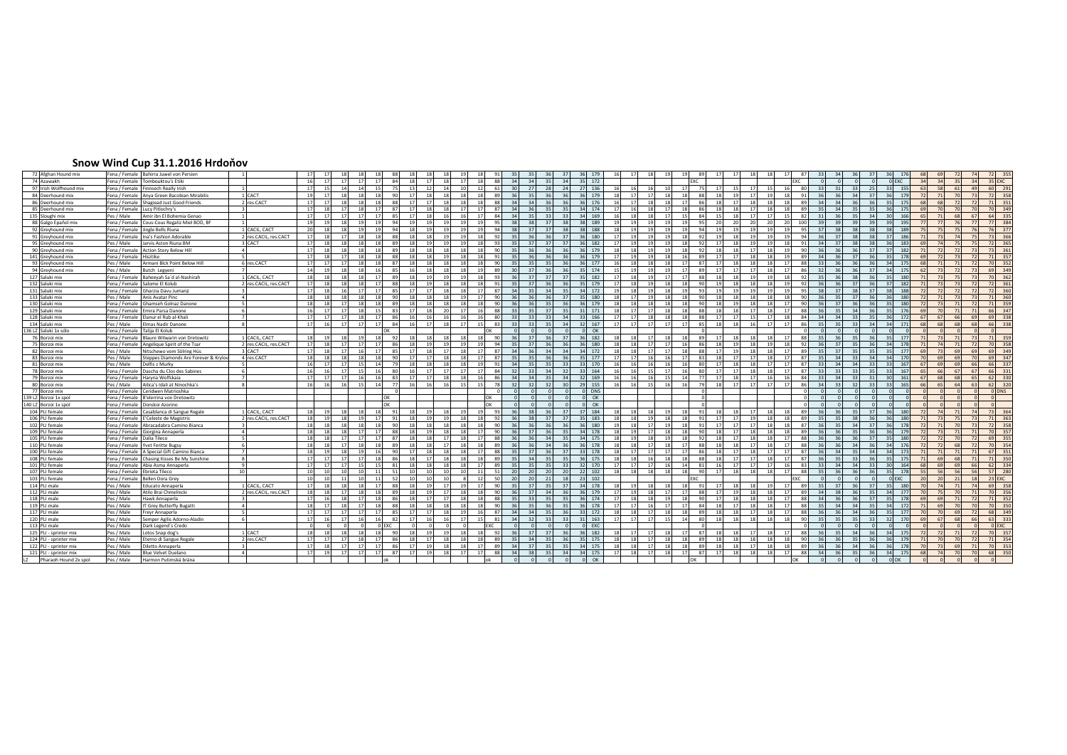## Snow Wind Cup 31.1.2016 Hrdoňov

| | | | | | | | | | | | | | | | | | | | | | | | | | | | | | | | | | | | | | | | | | | | | | | |
|---|---|---|---|---|---|---|---|---|---|---|---|---|---|---|---|---|---|---|---|---|---|---|---|---|---|---|---|---|---|---|---|---|---|---|---|---|---|---|---|---|---|---|---|---|---|---|
| 72 | Afghan Hound mix | Fena / Female | Bahirra Juwel von Persien | 1 | 17 | 17 | 18 | 18 | 18 | 88 | 18 | 18 | 18 | 19 | 18 | 91 | 35 | 35 | 36 | 37 | 36 | 179 | 16 | 17 | 18 | 19 | 19 | 89 | 17 | 17 | 18 | 18 | 17 | 87 | 33 | 34 | 36 | 37 | 36 | 176 | 68 | 69 | 72 | 74 | 72 | 355 |
| 74 | Azawakh | Fena / Female | Tombouktou's Etiki | | 16 | 17 | 17 | 17 | 17 | 84 | 18 | 17 | 18 | 17 | 18 | 88 | 34 | 34 | 35 | 34 | 35 | 172 | | | | | | EXC | | | | | | EXC | 0 | 0 | 0 | 0 | 0 | EXC | 34 | 34 | 35 | 34 | 35 | EXC |
| 97 | Irish Wolfhound mix | Fena / Female | Finnsech Really Irish | 1 | 17 | 15 | 14 | 14 | 15 | 75 | 13 | 12 | 14 | 10 | 12 | 61 | 30 | 27 | 28 | 24 | 27 | 136 | 16 | 16 | 16 | 10 | 17 | 75 | 17 | 15 | 17 | 15 | 16 | 80 | 33 | 31 | 33 | 25 | 33 | 155 | 63 | 58 | 61 | 49 | 60 | 291 |
| 84 | Deerhound mix | Fena / Female | Anya Green Bacobian Mirabilis | 1 CACT | 19 | 17 | 18 | 18 | 18 | 90 | 17 | 18 | 18 | 18 | 18 | 89 | 36 | 35 | 36 | 36 | 36 | 179 | 18 | 17 | 17 | 18 | 18 | 88 | 18 | 18 | 19 | 17 | 19 | 91 | 36 | 36 | 34 | 37 | 36 | 179 | 72 | 71 | 70 | 73 | 72 | 358 |
| 86 | Deerhound mix | Fena / Female | Shagjead Just Good Friends | 2 res.CACT | 17 | 17 | 18 | 18 | 18 | 88 | 17 | 17 | 18 | 18 | 18 | 88 | 34 | 34 | 36 | 36 | 36 | 176 | 16 | 17 | 18 | 17 | 18 | 86 | 18 | 17 | 18 | 18 | 18 | 89 | 34 | 34 | 36 | 36 | 35 | 175 | 68 | 68 | 72 | 72 | 71 | 351 |
| 85 | Deerhound mix | Fena / Female | Lucy Pitlochry's | 3 | 17 | 18 | 17 | 18 | 17 | 87 | 17 | 18 | 18 | 17 | 17 | 87 | 34 | 36 | 35 | 35 | 34 | 174 | 17 | 16 | 18 | 17 | 18 | 86 | 18 | 18 | 17 | 18 | 18 | 89 | 35 | 34 | 35 | 35 | 35 | 175 | 69 | 70 | 70 | 70 | 70 | 349 |
| 135 | Sloughi mix | Pes / Male | Amir ibn El Bohemia Genao | 1 | 17 | 17 | 17 | 17 | 17 | 85 | 17 | 18 | 16 | 16 | 17 | 84 | 34 | 35 | 33 | 33 | 34 | 169 | 16 | 18 | 18 | 17 | 15 | 84 | 15 | 18 | 17 | 17 | 15 | 82 | 31 | 36 | 35 | 34 | 30 | 166 | 65 | 71 | 68 | 67 | 64 | 335 |
| 88 | Galgo Español mix | Fena / Female | Cous-Cous Regaliz Miel BOD, BF | 1 | 19 | 19 | 18 | 19 | 19 | 94 | 19 | 19 | 19 | 19 | 19 | 95 | 38 | 38 | 37 | 38 | 38 | 189 | 19 | 19 | 19 | 19 | 19 | 95 | 20 | 20 | 20 | 20 | 20 | 100 | 39 | 39 | 39 | 39 | 39 | 195 | 77 | 77 | 76 | 77 | 77 | 384 |
| 92 | Greyhound mix | Fena / Female | Jingle Bells Riuna | 1 CACIL, CACT | 20 | 18 | 18 | 19 | 19 | 94 | 18 | 19 | 19 | 19 | 19 | 94 | 38 | 37 | 37 | 38 | 38 | 188 | 18 | 19 | 19 | 19 | 19 | 94 | 19 | 19 | 19 | 19 | 19 | 95 | 37 | 38 | 38 | 38 | 38 | 189 | 75 | 75 | 75 | 76 | 76 | 377 |
| 91 | Greyhound mix | Fena / Female | Ina's Fashion Adorable | 2 res.CACIL, res.CACT | 17 | 18 | 17 | 18 | 18 | 88 | 18 | 18 | 19 | 19 | 18 | 92 | 35 | 36 | 36 | 37 | 36 | 180 | 17 | 19 | 19 | 19 | 18 | 92 | 19 | 18 | 19 | 19 | 19 | 94 | 36 | 37 | 38 | 38 | 37 | 186 | 71 | 73 | 74 | 75 | 73 | 366 |
| 95 | Greyhound mix | Pes / Male | Jarvis Aston Riuna BM | 3 CACT | 17 | 18 | 18 | 18 | 18 | 89 | 18 | 19 | 19 | 19 | 18 | 93 | 35 | 37 | 37 | 37 | 36 | 182 | 17 | 19 | 19 | 19 | 18 | 92 | 17 | 18 | 19 | 19 | 18 | 91 | 34 | 37 | 38 | 38 | 36 | 183 | 69 | 74 | 75 | 75 | 72 | 365 |
| 90 | Greyhound mix | Fena / Female | Action Story Below Hill | 4 | 17 | 18 | 18 | 18 | 18 | 89 | 18 | 18 | 18 | 18 | 18 | 90 | 35 | 36 | 36 | 36 | 36 | 179 | 18 | 18 | 19 | 19 | 18 | 92 | 18 | 18 | 17 | 18 | 19 | 90 | 36 | 36 | 36 | 37 | 37 | 182 | 71 | 72 | 72 | 73 | 73 | 361 |
| 141 | Greyhound mix | Fena / Female | Hisztike | 5 | 17 | 18 | 17 | 18 | 18 | 88 | 18 | 18 | 19 | 18 | 18 | 91 | 35 | 36 | 36 | 36 | 36 | 179 | 17 | 19 | 19 | 18 | 16 | 89 | 17 | 17 | 18 | 18 | 19 | 89 | 34 | 36 | 37 | 36 | 35 | 178 | 69 | 72 | 73 | 72 | 71 | 357 |
| 93 | Greyhound mix | Pes / Male | Armani Bick Point Below Hill | 6 res.CACT | 17 | 17 | 17 | 18 | 18 | 87 | 18 | 18 | 18 | 18 | 18 | 90 | 35 | 35 | 35 | 36 | 36 | 177 | 16 | 18 | 18 | 18 | 17 | 87 | 17 | 18 | 18 | 18 | 17 | 88 | 33 | 36 | 36 | 36 | 34 | 175 | 68 | 71 | 71 | 72 | 70 | 352 |
| 94 | Greyhound mix | Pes / Male | Butch Legyeni | 7 | 14 | 19 | 18 | 18 | 16 | 85 | 16 | 18 | 18 | 18 | 19 | 89 | 30 | 37 | 36 | 36 | 35 | 174 | 15 | 19 | 19 | 19 | 17 | 89 | 17 | 17 | 17 | 18 | 17 | 86 | 32 | 36 | 36 | 37 | 34 | 175 | 62 | 73 | 72 | 73 | 69 | 349 |
| 127 | Saluki mix | Fena / Female | Baheeyah Sa'd al-Nashirah | 1 CACIL, CACT | 18 | 18 | 18 | 18 | 17 | 89 | 18 | 19 | 19 | 19 | 18 | 93 | 36 | 37 | 37 | 37 | 35 | 182 | 17 | 18 | 19 | 17 | 17 | 88 | 18 | 18 | 19 | 19 | 18 | 92 | 35 | 36 | 38 | 36 | 35 | 180 | 71 | 73 | 75 | 73 | 70 | 362 |
| 132 | Saluki mix | Fena / Female | Salome El Kolub | 2 res.CACIL, res.CACT | 17 | 18 | 18 | 18 | 17 | 88 | 18 | 19 | 18 | 18 | 18 | 91 | 35 | 37 | 36 | 36 | 35 | 179 | 17 | 18 | 19 | 18 | 18 | 90 | 19 | 18 | 18 | 18 | 19 | 92 | 36 | 36 | 37 | 36 | 37 | 182 | 71 | 73 | 73 | 72 | 72 | 361 |
| 131 | Saluki mix | Fena / Female | Gharzia Davu Jumanji | 3 | 17 | 18 | 16 | 17 | 17 | 85 | 17 | 17 | 18 | 18 | 17 | 87 | 34 | 35 | 34 | 35 | 34 | 172 | 19 | 18 | 19 | 18 | 19 | 93 | 19 | 19 | 19 | 19 | 19 | 95 | 38 | 37 | 38 | 37 | 38 | 188 | 72 | 72 | 72 | 72 | 72 | 360 |
| 133 | Saluki mix | Pes / Male | Anis Avatar Pinc | 4 | 18 | 18 | 18 | 18 | 18 | 90 | 18 | 18 | 18 | 19 | 17 | 90 | 36 | 36 | 36 | 37 | 35 | 180 | 18 | 17 | 19 | 18 | 18 | 90 | 18 | 18 | 18 | 18 | 18 | 90 | 36 | 35 | 37 | 36 | 36 | 180 | 72 | 71 | 73 | 73 | 71 | 360 |
| 130 | Saluki mix | Fena / Female | Ghamseh Golnaz Danone | 5 | 18 | 18 | 17 | 18 | 18 | 89 | 18 | 18 | 18 | 18 | 18 | 90 | 36 | 36 | 35 | 36 | 36 | 179 | 18 | 18 | 18 | 18 | 18 | 90 | 18 | 19 | 18 | 18 | 17 | 90 | 36 | 37 | 36 | 36 | 35 | 180 | 72 | 73 | 71 | 72 | 71 | 359 |
| 129 | Saluki mix | Fena / Female | Emira Parsa Danone | 6 | 16 | 17 | 17 | 18 | 15 | 83 | 17 | 18 | 20 | 17 | 16 | 88 | 33 | 35 | 37 | 35 | 31 | 171 | 18 | 17 | 17 | 18 | 18 | 88 | 18 | 18 | 17 | 18 | 17 | 88 | 36 | 35 | 34 | 36 | 35 | 176 | 69 | 70 | 71 | 71 | 66 | 347 |
| 128 | Saluki mix | Fena / Female | Elanur el Rub al-Khali | 7 | 17 | 17 | 17 | 18 | 17 | 86 | 16 | 16 | 16 | 16 | 16 | 80 | 33 | 33 | 33 | 34 | 33 | 166 | 17 | 17 | 18 | 18 | 18 | 88 | 17 | 17 | 15 | 17 | 18 | 84 | 34 | 34 | 33 | 35 | 36 | 172 | 67 | 67 | 66 | 69 | 69 | 338 |
| 134 | Saluki mix | Pes / Male | Elmas Nadir Danone | 8 | 17 | 16 | 17 | 17 | 17 | 84 | 16 | 17 | 18 | 17 | 15 | 83 | 33 | 33 | 35 | 34 | 32 | 167 | 17 | 17 | 17 | 17 | 17 | 85 | 18 | 18 | 16 | 17 | 17 | 86 | 35 | 35 | 33 | 34 | 34 | 171 | 68 | 68 | 68 | 68 | 66 | 338 |
| 136 LZ | Saluki 1x sólo | Fena / Female | Talija El Kolub | | | | | | | OK | | | | | | OK | 0 | 0 | 0 | 0 | 0 | OK | | | | | | 0 | | | | | | | 0 | 0 | 0 | 0 | 0 | 0 | 0 | 0 | 0 | 0 | 0 | 0 |
| 76 | Borzoi mix | Fena / Female | Blaure Wilwarin von Dretowitz | 1 CACIL, CACT | 18 | 19 | 18 | 19 | 18 | 92 | 18 | 18 | 18 | 18 | 18 | 90 | 36 | 37 | 36 | 37 | 36 | 182 | 18 | 18 | 17 | 18 | 18 | 89 | 17 | 18 | 18 | 18 | 17 | 88 | 35 | 36 | 35 | 36 | 35 | 177 | 71 | 73 | 71 | 73 | 71 | 359 |
| 75 | Borzoi mix | Fena / Female | Angelique Spirit of the Tsar | 2 res.CACIL, res.CACT | 18 | 17 | 17 | 17 | 17 | 86 | 17 | 20 | 19 | 19 | 19 | 94 | 35 | 37 | 36 | 36 | 36 | 180 | 18 | 18 | 17 | 17 | 16 | 86 | 18 | 19 | 18 | 19 | 18 | 92 | 36 | 37 | 35 | 36 | 34 | 178 | 71 | 74 | 71 | 72 | 70 | 358 |
| 82 | Borzoi mix | Fena / Female | Nitschewo vom Sölring Hüs | 3 CACT | 17 | 18 | 17 | 16 | 17 | 85 | 17 | 18 | 17 | 18 | 17 | 87 | 34 | 36 | 34 | 34 | 34 | 172 | 17 | 18 | 18 | 17 | 18 | 88 | 18 | 19 | 17 | 18 | 17 | 89 | 35 | 37 | 35 | 35 | 35 | 177 | 69 | 73 | 69 | 69 | 69 | 349 |
| 83 | Borzoi mix | Pes / Male | Steppes Diamonds Are Forever & Krylov | 4 res.CACT | 18 | 18 | 18 | 18 | 18 | 90 | 17 | 17 | 18 | 18 | 17 | 87 | 35 | 35 | 36 | 36 | 35 | 177 | 17 | 17 | 16 | 16 | 17 | 83 | 18 | 17 | 18 | 17 | 17 | 87 | 35 | 34 | 34 | 33 | 34 | 170 | 70 | 69 | 70 | 69 | 69 | 347 |
| 81 | Borzoi mix | Fena / Female | Delfis z Murky | 5 | 16 | 17 | 17 | 15 | 14 | 79 | 18 | 18 | 18 | 18 | 19 | 91 | 34 | 35 | 35 | 33 | 33 | 170 | 16 | 16 | 16 | 16 | 16 | 80 | 17 | 18 | 18 | 17 | 17 | 87 | 33 | 34 | 34 | 33 | 33 | 167 | 67 | 69 | 69 | 66 | 66 | 337 |
| 78 | Borzoi mix | Fena / Female | Dascha du Clos des Sabines | 6 | 16 | 16 | 17 | 15 | 16 | 80 | 16 | 17 | 17 | 17 | 17 | 84 | 32 | 33 | 34 | 32 | 33 | 164 | 16 | 16 | 15 | 17 | 16 | 80 | 17 | 17 | 18 | 18 | 17 | 87 | 33 | 33 | 33 | 35 | 33 | 167 | 65 | 66 | 67 | 67 | 66 | 331 |
| 79 | Borzoi mix | Fena / Female | Haryna Wolfskaia | 7 | 17 | 17 | 17 | 16 | 16 | 83 | 17 | 17 | 18 | 18 | 16 | 86 | 34 | 34 | 35 | 34 | 32 | 169 | 16 | 16 | 16 | 15 | 14 | 77 | 17 | 18 | 17 | 16 | 16 | 84 | 33 | 34 | 33 | 31 | 30 | 161 | 67 | 68 | 68 | 65 | 62 | 330 |
| 80 | Borzoi mix | Fena / Female | Ailica's Idali at Ninochka's | 8 | 16 | 16 | 16 | 15 | 14 | 77 | 16 | 16 | 16 | 15 | 15 | 78 | 32 | 32 | 32 | 30 | 29 | 155 | 16 | 15 | 16 | 16 | 16 | 79 | 18 | 18 | 16 | 17 | 17 | 86 | 34 | 33 | 32 | 33 | 33 | 165 | 66 | 65 | 64 | 63 | 62 | 320 |
| 77 | Borzoi mix | Fena / Female | Ceridwen Matrioshka | | | | | | | 0 | | | | | | | 0 | 0 | 0 | 0 | 0 | DNS | | | | | | 0 | | | | | | | 0 | 0 | 0 | 0 | 0 | 0 | 0 | 0 | 0 | 0 | 0 | DNS |
| 139 LZ | Borzoi 1x spol | Fena / Female | B'alerrina von Dretowitz | | | | | | | OK | | | | | | OK | 0 | 0 | 0 | 0 | 0 | OK | | | | | | 0 | | | | | | | 0 | 0 | 0 | 0 | 0 | 0 | 0 | 0 | 0 | 0 | 0 | 0 |
| 140 LZ | Borzoi 1x spol | Pes / Male | Donskoi Azorino | | | | | | | OK | | | | | | OK | 0 | 0 | 0 | 0 | 0 | OK | | | | | | 0 | | | | | | | 0 | 0 | 0 | 0 | 0 | 0 | 0 | 0 | 0 | 0 | 0 | 0 |
| 104 | PLI female | Fena / Female | Casablanca di Sangue Regale | 1 CACIL, CACT | 18 | 19 | 18 | 18 | 18 | 91 | 18 | 19 | 18 | 19 | 19 | 93 | 36 | 38 | 36 | 37 | 37 | 184 | 18 | 18 | 18 | 19 | 18 | 91 | 18 | 18 | 17 | 18 | 18 | 89 | 36 | 36 | 35 | 37 | 36 | 180 | 72 | 74 | 71 | 74 | 73 | 364 |
| 106 | PLI female | Fena / Female | E'Celeste de Magistris | 2 res.CACIL, res.CACT | 18 | 19 | 18 | 19 | 17 | 91 | 18 | 19 | 19 | 18 | 18 | 92 | 36 | 38 | 37 | 37 | 35 | 183 | 18 | 18 | 19 | 18 | 18 | 91 | 17 | 17 | 19 | 18 | 18 | 89 | 35 | 35 | 38 | 36 | 36 | 180 | 71 | 73 | 75 | 73 | 71 | 363 |
| 102 | PLI female | Fena / Female | Abracadabra Camino Bianca | 3 | 18 | 18 | 18 | 18 | 18 | 90 | 18 | 18 | 18 | 18 | 18 | 90 | 36 | 36 | 36 | 36 | 36 | 180 | 19 | 18 | 17 | 19 | 18 | 91 | 17 | 17 | 17 | 18 | 18 | 87 | 36 | 35 | 34 | 37 | 36 | 178 | 72 | 71 | 70 | 73 | 72 | 358 |
| 109 | PLI female | Fena / Female | Giorgina Annaperla | 4 | 18 | 18 | 18 | 17 | 17 | 88 | 18 | 19 | 18 | 18 | 17 | 90 | 36 | 37 | 36 | 35 | 34 | 178 | 18 | 19 | 17 | 18 | 18 | 90 | 18 | 17 | 18 | 18 | 18 | 89 | 36 | 36 | 35 | 36 | 36 | 179 | 72 | 73 | 71 | 71 | 70 | 357 |
| 105 | PLI female | Fena / Female | Dalia Tileco | 5 | 18 | 18 | 17 | 17 | 17 | 87 | 18 | 18 | 17 | 18 | 17 | 88 | 36 | 36 | 34 | 35 | 34 | 175 | 18 | 19 | 18 | 18 | 19 | 92 | 18 | 17 | 18 | 19 | 16 | 88 | 36 | 36 | 36 | 37 | 35 | 180 | 72 | 72 | 70 | 72 | 69 | 355 |
| 110 | PLI female | Fena / Female | Yvet Feritte Bugsy | 6 | 18 | 18 | 17 | 18 | 18 | 89 | 18 | 18 | 17 | 18 | 18 | 89 | 36 | 36 | 34 | 36 | 36 | 178 | 18 | 18 | 17 | 18 | 17 | 88 | 18 | 18 | 17 | 18 | 17 | 88 | 36 | 36 | 34 | 36 | 34 | 176 | 72 | 72 | 68 | 72 | 70 | 354 |
| 100 | PLI female | Fena / Female | A Special Gift Camino Bianca | 7 | 18 | 19 | 18 | 19 | 16 | 90 | 17 | 18 | 18 | 18 | 17 | 88 | 35 | 37 | 36 | 37 | 33 | 178 | 18 | 17 | 17 | 17 | 17 | 86 | 18 | 17 | 18 | 17 | 17 | 87 | 36 | 34 | 35 | 34 | 34 | 173 | 71 | 71 | 71 | 71 | 67 | 351 |
| 108 | PLI female | Fena / Female | Chasing Kisses Be My Sunshine | 8 | 17 | 17 | 17 | 17 | 18 | 86 | 18 | 17 | 18 | 18 | 18 | 89 | 35 | 34 | 35 | 35 | 36 | 175 | 18 | 18 | 16 | 18 | 18 | 88 | 18 | 17 | 17 | 18 | 17 | 87 | 36 | 35 | 33 | 36 | 35 | 175 | 71 | 69 | 68 | 71 | 71 | 350 |
| 101 | PLI female | Fena / Female | Abia Asma Annaperla | 9 | 17 | 17 | 17 | 15 | 15 | 81 | 18 | 18 | 18 | 18 | 17 | 89 | 35 | 35 | 35 | 33 | 32 | 170 | 17 | 17 | 17 | 16 | 14 | 81 | 16 | 17 | 17 | 17 | 16 | 83 | 33 | 34 | 34 | 33 | 30 | 164 | 68 | 69 | 69 | 66 | 62 | 334 |
| 107 | PLI female | Fena / Female | Ebrieta Tileco | 10 | 10 | 10 | 10 | 10 | 11 | 51 | 10 | 10 | 10 | 10 | 11 | 51 | 20 | 20 | 20 | 20 | 22 | 102 | 18 | 18 | 18 | 18 | 18 | 90 | 17 | 18 | 18 | 18 | 17 | 88 | 35 | 36 | 36 | 36 | 35 | 178 | 55 | 56 | 56 | 56 | 57 | 280 |
| 103 | PLI female | Fena / Female | Bellen Dora Grey | | 10 | 10 | 11 | 10 | 11 | 52 | 10 | 10 | 10 | 8 | 12 | 50 | 20 | 20 | 21 | 18 | 23 | 102 | | | | | | EXC | | | | | | EXC | 0 | 0 | 0 | 0 | 0 | EXC | 20 | 20 | 21 | 18 | 23 | EXC |
| 114 | PLI male | Pes / Male | Educato Annaperla | 1 CACIL, CACT | 17 | 18 | 18 | 18 | 17 | 88 | 18 | 19 | 17 | 19 | 17 | 90 | 35 | 37 | 35 | 37 | 34 | 178 | 18 | 19 | 18 | 18 | 18 | 91 | 17 | 18 | 18 | 19 | 17 | 89 | 35 | 37 | 36 | 37 | 35 | 180 | 70 | 74 | 71 | 74 | 69 | 358 |
| 112 | PLI male | Pes / Male | Atilo Brai Chmelnicki | 2 res.CACIL, res.CACT | 18 | 18 | 17 | 18 | 18 | 89 | 19 | 16 | 19 | 18 | 18 | 90 | 37 | 34 | 36 | 36 | 36 | 179 | 19 | 18 | 17 | 17 | 17 | 88 | 19 | 18 | 18 | 17 | 17 | 89 | 38 | 36 | 35 | 34 | 34 | 177 | 75 | 70 | 71 | 70 | 70 | 356 |
| 118 | PLI male | Pes / Male | Hawk Annaperla | 3 | 17 | 16 | 18 | 17 | 18 | 86 | 16 | 19 | 17 | 18 | 18 | 88 | 33 | 35 | 35 | 35 | 36 | 174 | 17 | 18 | 18 | 19 | 18 | 90 | 19 | 16 | 18 | 18 | 17 | 88 | 36 | 34 | 36 | 37 | 35 | 178 | 69 | 69 | 71 | 72 | 71 | 352 |
| 119 | PLI male | Pes / Male | IT Grey Butterfly Bugatti | 4 | 18 | 17 | 18 | 17 | 18 | 88 | 18 | 18 | 18 | 18 | 18 | 90 | 36 | 35 | 36 | 35 | 36 | 178 | 17 | 17 | 16 | 17 | 17 | 84 | 18 | 17 | 18 | 18 | 17 | 88 | 35 | 34 | 34 | 35 | 34 | 172 | 71 | 69 | 70 | 70 | 70 | 350 |
| 117 | PLI male | Pes / Male | Freyr Annaperla | 5 | 17 | 17 | 17 | 17 | 17 | 85 | 17 | 18 | 19 | 16 | 17 | 87 | 34 | 35 | 36 | 33 | 34 | 172 | 18 | 18 | 17 | 18 | 18 | 89 | 18 | 16 | 19 | 17 | 18 | 88 | 36 | 34 | 36 | 35 | 36 | 177 | 70 | 69 | 72 | 68 | 70 | 349 |
| 120 | PLI male | Pes / Male | Semper Agilis Adorno Aladin | 6 | 17 | 16 | 17 | 16 | 16 | 82 | 17 | 16 | 16 | 17 | 15 | 81 | 34 | 32 | 33 | 33 | 31 | 163 | 17 | 17 | 17 | 15 | 14 | 80 | 18 | 18 | 18 | 18 | 18 | 90 | 35 | 35 | 35 | 33 | 32 | 170 | 69 | 67 | 68 | 66 | 63 | 333 |
| 113 | PLI male | Pes / Male | Dark Legend's Credo | | 0 | 0 | 0 | 0 | 0 | EXC | 0 | 0 | 0 | 0 | 0 | EXC | 0 | 0 | 0 | 0 | 0 | EXC | | | | | | | | | | | | | 0 | 0 | 0 | 0 | 0 | 0 | 0 | 0 | 0 | 0 | 0 | EXC |
| 125 | PLI - sprinter mix | Pes / Male | Lotos Snap dog's | 1 CACT | 18 | 18 | 18 | 18 | 18 | 90 | 18 | 19 | 19 | 18 | 18 | 92 | 36 | 37 | 37 | 36 | 36 | 182 | 18 | 17 | 17 | 17 | 18 | 87 | 18 | 18 | 17 | 18 | 17 | 88 | 36 | 35 | 34 | 35 | 35 | 175 | 72 | 72 | 71 | 71 | 71 | 357 |
| 124 | PLI - sprinter mix | Pes / Male | Eterno di Sangue Regale | 2 res.CACT | 17 | 17 | 17 | 18 | 17 | 86 | 18 | 18 | 17 | 18 | 18 | 89 | 35 | 35 | 34 | 36 | 35 | 175 | 18 | 18 | 17 | 18 | 18 | 89 | 18 | 18 | 19 | 18 | 17 | 90 | 36 | 36 | 36 | 36 | 35 | 179 | 71 | 71 | 70 | 72 | 70 | 354 |
| 122 | PLI - sprinter mix | Pes / Male | Diletto Annaperla | 3 | 18 | 18 | 17 | 17 | 17 | 87 | 17 | 19 | 18 | 17 | 17 | 88 | 35 | 37 | 35 | 34 | 34 | 175 | 18 | 17 | 18 | 18 | 18 | 89 | 18 | 18 | 18 | 17 | 18 | 89 | 36 | 35 | 36 | 35 | 36 | 178 | 71 | 72 | 71 | 69 | 70 | 353 |
| 121 | PLI - sprinter mix | Pes / Male | Blue Velvet Duelano | 4 | 17 | 19 | 17 | 17 | 17 | 87 | 17 | 19 | 18 | 17 | 17 | 88 | 34 | 38 | 35 | 34 | 34 | 175 | 17 | 18 | 17 | 18 | 17 | 87 | 17 | 18 | 18 | 18 | 17 | 88 | 34 | 36 | 35 | 36 | 34 | 175 | 68 | 74 | 70 | 70 | 68 | 350 |
| LZ | Pharaoh Hound 2x spol | Pes / Male | Harmon Putimská brána | | | | | | | ok | | | | | | ok | 0 | 0 | 0 | 0 | 0 | OK | | | | | | OK | | | | | | OK | 0 | 0 | 0 | 0 | 0 | 0 | 0 | 0 | 0 | 0 | 0 | 0 |